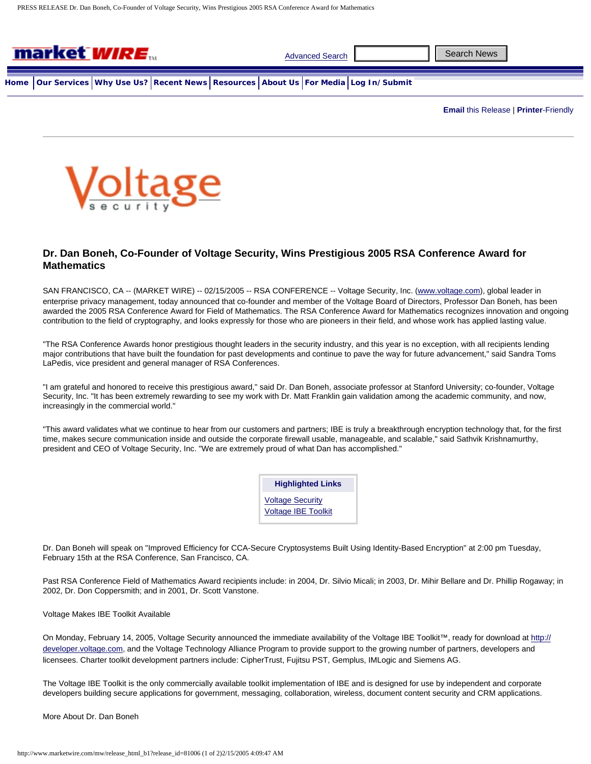# Dr. Dan Boneh, Co-Founder of Voltage Security, Wins Prestigious 2005 RSA Conference Award for Mathematics

SAN FRANCISCO, CA -- (MARKET WIRE) -- 02/15/2005 -- RSA CONFERENCE -- Voltage Security, Inc. (www.voltage.com), global leader in enterprise privacy management, today announced that co-founder and member of the Voltage Board of Directors, Professor Dan Boneh, has been awarded the 2005 RSA Conference Award for Field of Mathematics. The RSA Conference Award for Mathematics recognizes innovation and ongoing contribution to the field of cryptography, and looks expressly for those who are pioneers in their field, and whose work has applied lasting value.

"The RSA Conference Awards honor prestigious thought leaders in the security industry, and this year is no exception, with all recipients lending major contributions that have built the foundation for past developments and continue to pave the way for future advancement," said Sandra Toms LaPedis, vice president and general manager of RSA Conferences.

"I am grateful and honored to receive this prestigious award," said Dr. Dan Boneh, associate professor at Stanford University; co-founder, Voltage Security, Inc. "It has been extremely rewarding to see my work with Dr. Matt Franklin gain validation among the academic community, and now, increasingly in the commercial world."

"This award validates what we continue to hear from our customers and partners; IBE is truly a breakthrough encryption technology that, for the first time, makes secure communication inside and outside the corporate firewall usable, manageable, and scalable," said Sathvik Krishnamurthy, president and CEO of Voltage Security, Inc. "We are extremely proud of what Dan has accomplished."

**Highlighted Links**

- Voltage Security
- Voltage IBE Toolkit

Dr. Dan Boneh will speak on "Improved Efficiency for CCA-Secure Cryptosystems Built Using Identity-Based Encryption" at 2:00 pm Tuesday, February 15th at the RSA Conference, San Francisco, CA.

Past RSA Conference Field of Mathematics Award recipients include: in 2004, Dr. Silvio Micali; in 2003, Dr. Mihir Bellare and Dr. Phillip Rogaway; in 2002, Dr. Don Coppersmith; and in 2001, Dr. Scott Vanstone.

Voltage Makes IBE Toolkit Available

On Monday, February 14, 2005, Voltage Security announced the immediate availability of the Voltage IBE Toolkit™, ready for download at http://developer.voltage.com, and the Voltage Technology Alliance Program to provide support to the growing number of partners, developers and licensees. Charter toolkit development partners include: CipherTrust, Fujitsu PST, Gemplus, IMLogic and Siemens AG.

The Voltage IBE Toolkit is the only commercially available toolkit implementation of IBE and is designed for use by independent and corporate developers building secure applications for government, messaging, collaboration, wireless, document content security and CRM applications.

More About Dr. Dan Boneh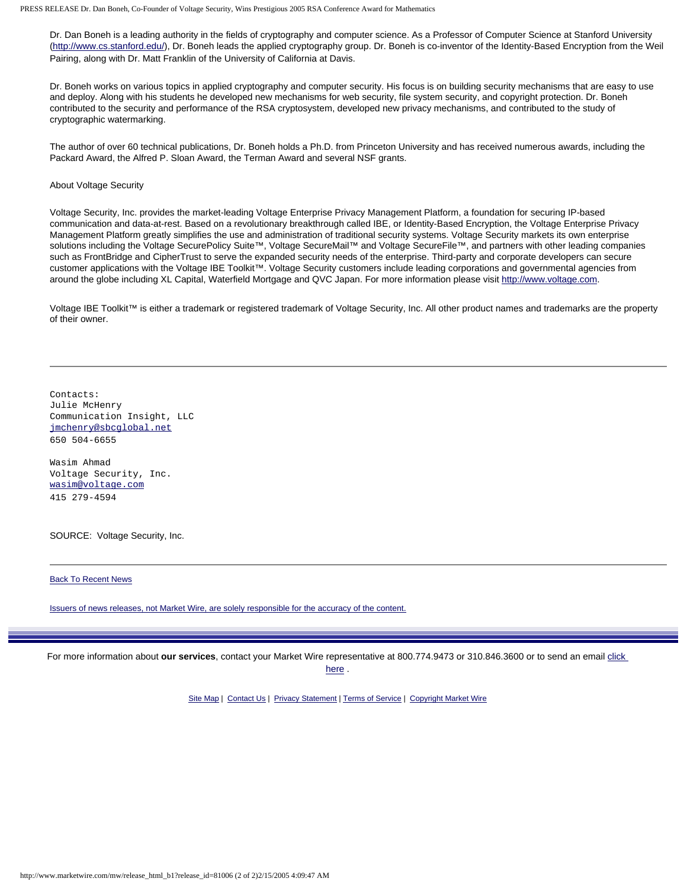Dr. Dan Boneh is a leading authority in the fields of cryptography and computer science. As a Professor of Computer Science at Stanford University (http://www.cs.stanford.edu/), Dr. Boneh leads the applied cryptography group. Dr. Boneh is co-inventor of the Identity-Based Encryption from the Weil Pairing, along with Dr. Matt Franklin of the University of California at Davis.

Dr. Boneh works on various topics in applied cryptography and computer security. His focus is on building security mechanisms that are easy to use and deploy. Along with his students he developed new mechanisms for web security, file system security, and copyright protection. Dr. Boneh contributed to the security and performance of the RSA cryptosystem, developed new privacy mechanisms, and contributed to the study of cryptographic watermarking.

The author of over 60 technical publications, Dr. Boneh holds a Ph.D. from Princeton University and has received numerous awards, including the Packard Award, the Alfred P. Sloan Award, the Terman Award and several NSF grants.

About Voltage Security

Voltage Security, Inc. provides the market-leading Voltage Enterprise Privacy Management Platform, a foundation for securing IP-based communication and data-at-rest. Based on a revolutionary breakthrough called IBE, or Identity-Based Encryption, the Voltage Enterprise Privacy Management Platform greatly simplifies the use and administration of traditional security systems. Voltage Security markets its own enterprise solutions including the Voltage SecurePolicy Suite™, Voltage SecureMail™ and Voltage SecureFile™, and partners with other leading companies such as FrontBridge and CipherTrust to serve the expanded security needs of the enterprise. Third-party and corporate developers can secure customer applications with the Voltage IBE Toolkit™. Voltage Security customers include leading corporations and governmental agencies from around the globe including XL Capital, Waterfield Mortgage and QVC Japan. For more information please visit http://www.voltage.com.

Voltage IBE Toolkit™ is either a trademark or registered trademark of Voltage Security, Inc. All other product names and trademarks are the property of their owner.

---

Contacts:
Julie McHenry
Communication Insight, LLC
jmchenry@sbcglobal.net
650 504-6655

Wasim Ahmad
Voltage Security, Inc.
wasim@voltage.com
415 279-4594

SOURCE: Voltage Security, Inc.

---

Back To Recent News

Issuers of news releases, not Market Wire, are solely responsible for the accuracy of the content.

For more information about **our services**, contact your Market Wire representative at 800.774.9473 or 310.846.3600 or to send an email click here .

Site Map | Contact Us | Privacy Statement | Terms of Service | Copyright Market Wire